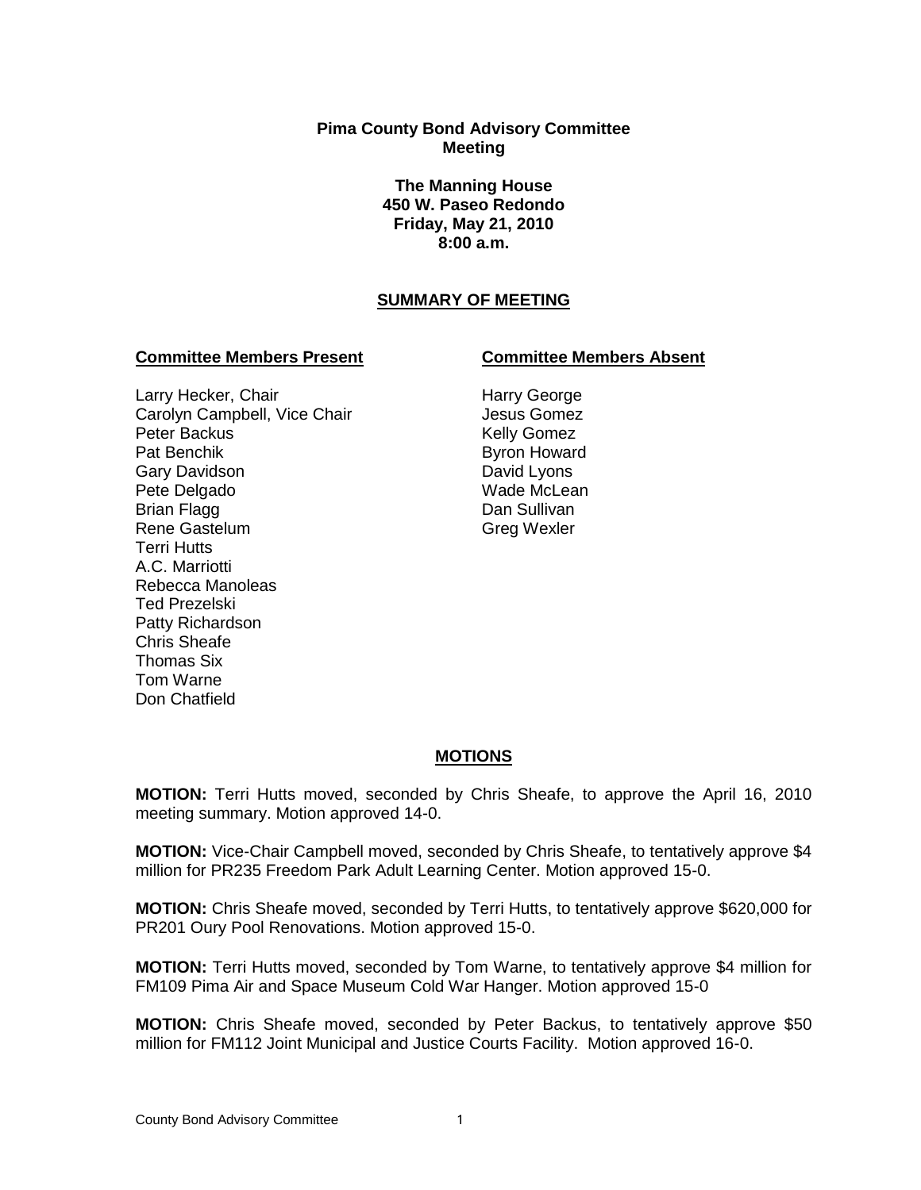**Pima County Bond Advisory Committee**
**Meeting**

**The Manning House**
**450 W. Paseo Redondo**
**Friday, May 21, 2010**
**8:00 a.m.**

## SUMMARY OF MEETING

**Committee Members Present**

Larry Hecker, Chair
Carolyn Campbell, Vice Chair
Peter Backus
Pat Benchik
Gary Davidson
Pete Delgado
Brian Flagg
Rene Gastelum
Terri Hutts
A.C. Marriotti
Rebecca Manoleas
Ted Prezelski
Patty Richardson
Chris Sheafe
Thomas Six
Tom Warne
Don Chatfield

**Committee Members Absent**

Harry George
Jesus Gomez
Kelly Gomez
Byron Howard
David Lyons
Wade McLean
Dan Sullivan
Greg Wexler

## MOTIONS

**MOTION:** Terri Hutts moved, seconded by Chris Sheafe, to approve the April 16, 2010 meeting summary. Motion approved 14-0.

**MOTION:** Vice-Chair Campbell moved, seconded by Chris Sheafe, to tentatively approve $4 million for PR235 Freedom Park Adult Learning Center. Motion approved 15-0.

**MOTION:** Chris Sheafe moved, seconded by Terri Hutts, to tentatively approve $620,000 for PR201 Oury Pool Renovations. Motion approved 15-0.

**MOTION:** Terri Hutts moved, seconded by Tom Warne, to tentatively approve $4 million for FM109 Pima Air and Space Museum Cold War Hanger. Motion approved 15-0

**MOTION:** Chris Sheafe moved, seconded by Peter Backus, to tentatively approve $50 million for FM112 Joint Municipal and Justice Courts Facility. Motion approved 16-0.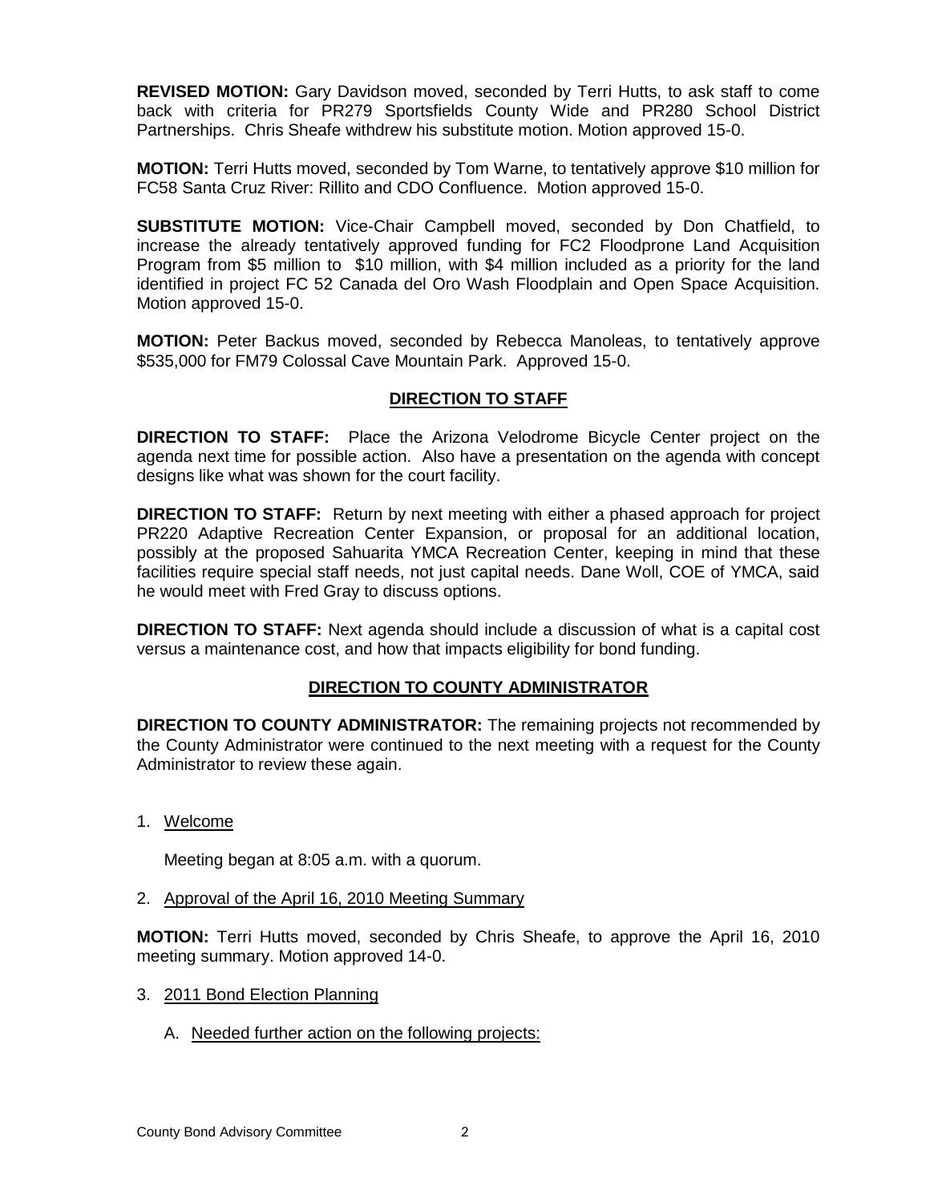**REVISED MOTION:** Gary Davidson moved, seconded by Terri Hutts, to ask staff to come back with criteria for PR279 Sportsfields County Wide and PR280 School District Partnerships. Chris Sheafe withdrew his substitute motion. Motion approved 15-0.

**MOTION:** Terri Hutts moved, seconded by Tom Warne, to tentatively approve $10 million for FC58 Santa Cruz River: Rillito and CDO Confluence. Motion approved 15-0.

**SUBSTITUTE MOTION:** Vice-Chair Campbell moved, seconded by Don Chatfield, to increase the already tentatively approved funding for FC2 Floodprone Land Acquisition Program from $5 million to $10 million, with $4 million included as a priority for the land identified in project FC 52 Canada del Oro Wash Floodplain and Open Space Acquisition. Motion approved 15-0.

**MOTION:** Peter Backus moved, seconded by Rebecca Manoleas, to tentatively approve $535,000 for FM79 Colossal Cave Mountain Park. Approved 15-0.

## DIRECTION TO STAFF

**DIRECTION TO STAFF:** Place the Arizona Velodrome Bicycle Center project on the agenda next time for possible action. Also have a presentation on the agenda with concept designs like what was shown for the court facility.

**DIRECTION TO STAFF:** Return by next meeting with either a phased approach for project PR220 Adaptive Recreation Center Expansion, or proposal for an additional location, possibly at the proposed Sahuarita YMCA Recreation Center, keeping in mind that these facilities require special staff needs, not just capital needs. Dane Woll, COE of YMCA, said he would meet with Fred Gray to discuss options.

**DIRECTION TO STAFF:** Next agenda should include a discussion of what is a capital cost versus a maintenance cost, and how that impacts eligibility for bond funding.

## DIRECTION TO COUNTY ADMINISTRATOR

**DIRECTION TO COUNTY ADMINISTRATOR:** The remaining projects not recommended by the County Administrator were continued to the next meeting with a request for the County Administrator to review these again.

1. Welcome

   Meeting began at 8:05 a.m. with a quorum.

2. Approval of the April 16, 2010 Meeting Summary

**MOTION:** Terri Hutts moved, seconded by Chris Sheafe, to approve the April 16, 2010 meeting summary. Motion approved 14-0.

3. 2011 Bond Election Planning

   A. Needed further action on the following projects: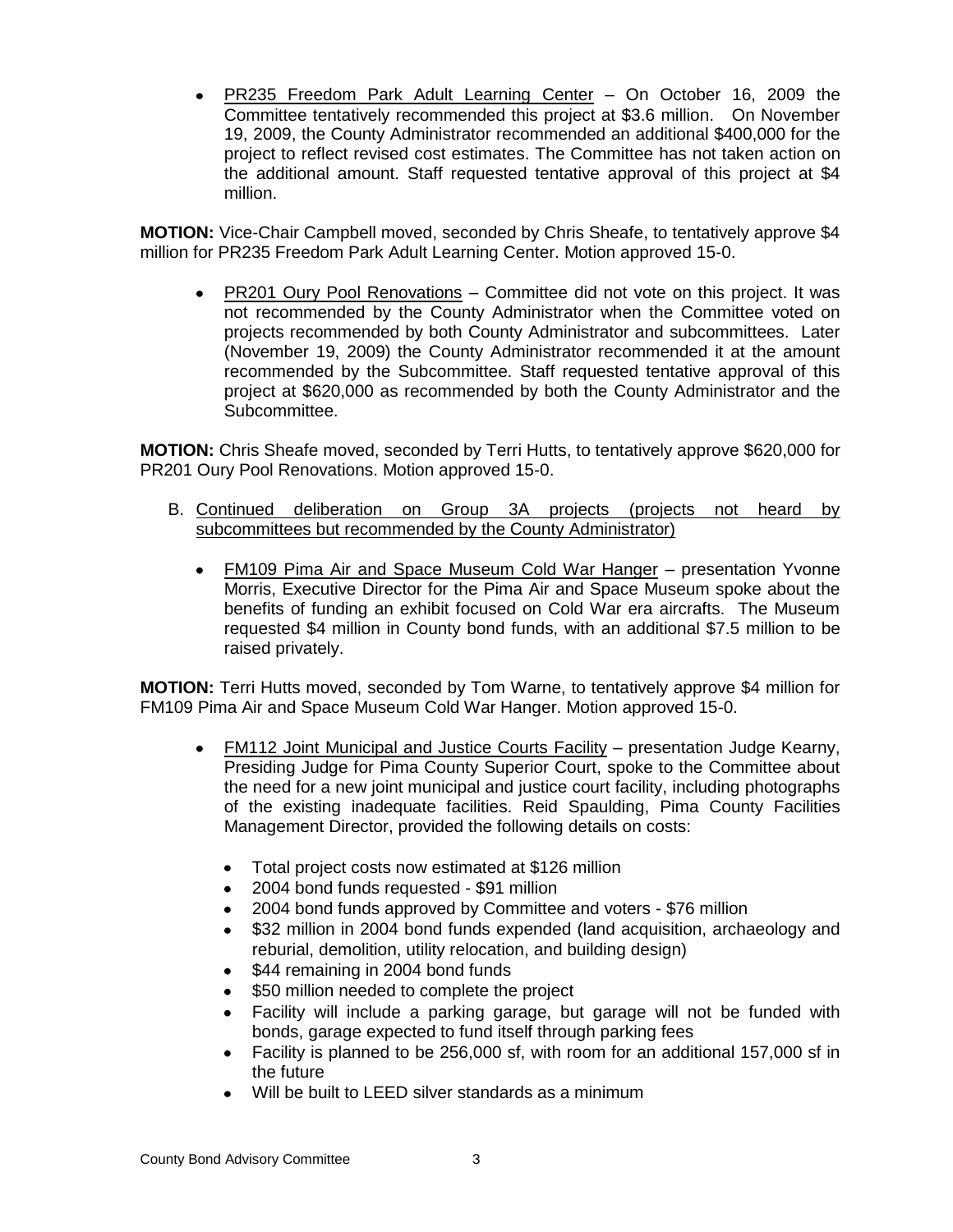- PR235 Freedom Park Adult Learning Center – On October 16, 2009 the Committee tentatively recommended this project at $3.6 million. On November 19, 2009, the County Administrator recommended an additional $400,000 for the project to reflect revised cost estimates. The Committee has not taken action on the additional amount. Staff requested tentative approval of this project at $4 million.

**MOTION:** Vice-Chair Campbell moved, seconded by Chris Sheafe, to tentatively approve $4 million for PR235 Freedom Park Adult Learning Center. Motion approved 15-0.

- PR201 Oury Pool Renovations – Committee did not vote on this project. It was not recommended by the County Administrator when the Committee voted on projects recommended by both County Administrator and subcommittees. Later (November 19, 2009) the County Administrator recommended it at the amount recommended by the Subcommittee. Staff requested tentative approval of this project at $620,000 as recommended by both the County Administrator and the Subcommittee.

**MOTION:** Chris Sheafe moved, seconded by Terri Hutts, to tentatively approve $620,000 for PR201 Oury Pool Renovations. Motion approved 15-0.

B. Continued deliberation on Group 3A projects (projects not heard by subcommittees but recommended by the County Administrator)

- FM109 Pima Air and Space Museum Cold War Hanger – presentation Yvonne Morris, Executive Director for the Pima Air and Space Museum spoke about the benefits of funding an exhibit focused on Cold War era aircrafts. The Museum requested $4 million in County bond funds, with an additional $7.5 million to be raised privately.

**MOTION:** Terri Hutts moved, seconded by Tom Warne, to tentatively approve $4 million for FM109 Pima Air and Space Museum Cold War Hanger. Motion approved 15-0.

- FM112 Joint Municipal and Justice Courts Facility – presentation Judge Kearny, Presiding Judge for Pima County Superior Court, spoke to the Committee about the need for a new joint municipal and justice court facility, including photographs of the existing inadequate facilities. Reid Spaulding, Pima County Facilities Management Director, provided the following details on costs:
  - Total project costs now estimated at $126 million
  - 2004 bond funds requested - $91 million
  - 2004 bond funds approved by Committee and voters - $76 million
  - $32 million in 2004 bond funds expended (land acquisition, archaeology and reburial, demolition, utility relocation, and building design)
  - $44 remaining in 2004 bond funds
  - $50 million needed to complete the project
  - Facility will include a parking garage, but garage will not be funded with bonds, garage expected to fund itself through parking fees
  - Facility is planned to be 256,000 sf, with room for an additional 157,000 sf in the future
  - Will be built to LEED silver standards as a minimum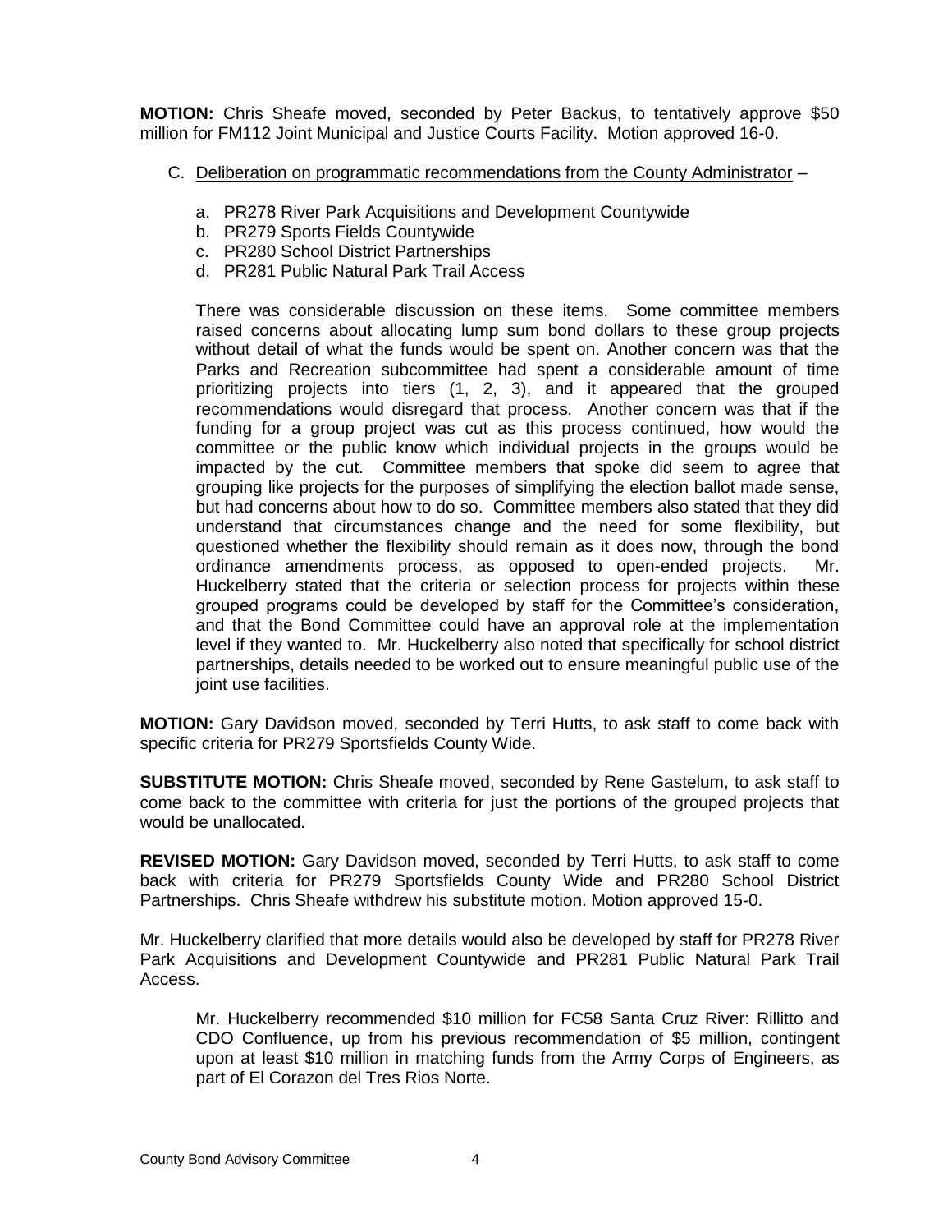**MOTION:** Chris Sheafe moved, seconded by Peter Backus, to tentatively approve $50 million for FM112 Joint Municipal and Justice Courts Facility. Motion approved 16-0.

C. Deliberation on programmatic recommendations from the County Administrator –

   a. PR278 River Park Acquisitions and Development Countywide
   b. PR279 Sports Fields Countywide
   c. PR280 School District Partnerships
   d. PR281 Public Natural Park Trail Access

   There was considerable discussion on these items. Some committee members raised concerns about allocating lump sum bond dollars to these group projects without detail of what the funds would be spent on. Another concern was that the Parks and Recreation subcommittee had spent a considerable amount of time prioritizing projects into tiers (1, 2, 3), and it appeared that the grouped recommendations would disregard that process. Another concern was that if the funding for a group project was cut as this process continued, how would the committee or the public know which individual projects in the groups would be impacted by the cut. Committee members that spoke did seem to agree that grouping like projects for the purposes of simplifying the election ballot made sense, but had concerns about how to do so. Committee members also stated that they did understand that circumstances change and the need for some flexibility, but questioned whether the flexibility should remain as it does now, through the bond ordinance amendments process, as opposed to open-ended projects. Mr. Huckelberry stated that the criteria or selection process for projects within these grouped programs could be developed by staff for the Committee's consideration, and that the Bond Committee could have an approval role at the implementation level if they wanted to. Mr. Huckelberry also noted that specifically for school district partnerships, details needed to be worked out to ensure meaningful public use of the joint use facilities.

**MOTION:** Gary Davidson moved, seconded by Terri Hutts, to ask staff to come back with specific criteria for PR279 Sportsfields County Wide.

**SUBSTITUTE MOTION:** Chris Sheafe moved, seconded by Rene Gastelum, to ask staff to come back to the committee with criteria for just the portions of the grouped projects that would be unallocated.

**REVISED MOTION:** Gary Davidson moved, seconded by Terri Hutts, to ask staff to come back with criteria for PR279 Sportsfields County Wide and PR280 School District Partnerships. Chris Sheafe withdrew his substitute motion. Motion approved 15-0.

Mr. Huckelberry clarified that more details would also be developed by staff for PR278 River Park Acquisitions and Development Countywide and PR281 Public Natural Park Trail Access.

   Mr. Huckelberry recommended $10 million for FC58 Santa Cruz River: Rillitto and CDO Confluence, up from his previous recommendation of $5 million, contingent upon at least $10 million in matching funds from the Army Corps of Engineers, as part of El Corazon del Tres Rios Norte.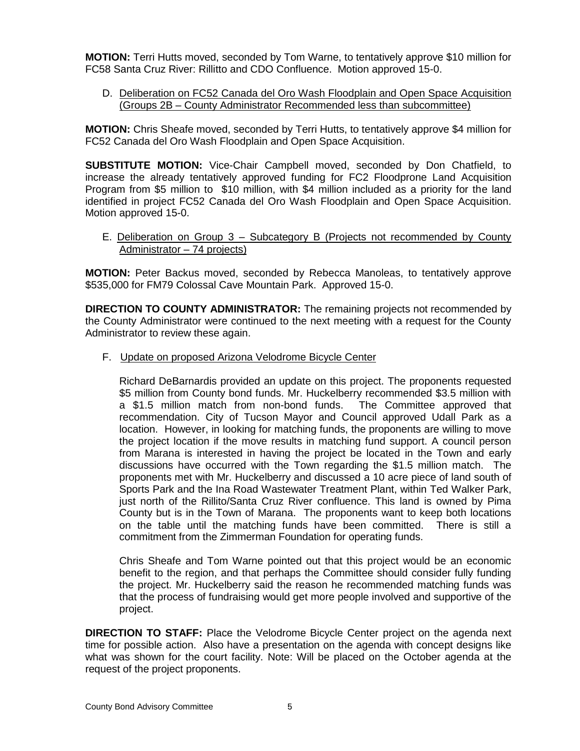**MOTION:** Terri Hutts moved, seconded by Tom Warne, to tentatively approve $10 million for FC58 Santa Cruz River: Rillitto and CDO Confluence. Motion approved 15-0.

D. Deliberation on FC52 Canada del Oro Wash Floodplain and Open Space Acquisition (Groups 2B – County Administrator Recommended less than subcommittee)

**MOTION:** Chris Sheafe moved, seconded by Terri Hutts, to tentatively approve $4 million for FC52 Canada del Oro Wash Floodplain and Open Space Acquisition.

**SUBSTITUTE MOTION:** Vice-Chair Campbell moved, seconded by Don Chatfield, to increase the already tentatively approved funding for FC2 Floodprone Land Acquisition Program from $5 million to $10 million, with $4 million included as a priority for the land identified in project FC52 Canada del Oro Wash Floodplain and Open Space Acquisition. Motion approved 15-0.

E. Deliberation on Group 3 – Subcategory B (Projects not recommended by County Administrator – 74 projects)

**MOTION:** Peter Backus moved, seconded by Rebecca Manoleas, to tentatively approve $535,000 for FM79 Colossal Cave Mountain Park. Approved 15-0.

**DIRECTION TO COUNTY ADMINISTRATOR:** The remaining projects not recommended by the County Administrator were continued to the next meeting with a request for the County Administrator to review these again.

F. Update on proposed Arizona Velodrome Bicycle Center

Richard DeBarnardis provided an update on this project. The proponents requested $5 million from County bond funds. Mr. Huckelberry recommended $3.5 million with a $1.5 million match from non-bond funds. The Committee approved that recommendation. City of Tucson Mayor and Council approved Udall Park as a location. However, in looking for matching funds, the proponents are willing to move the project location if the move results in matching fund support. A council person from Marana is interested in having the project be located in the Town and early discussions have occurred with the Town regarding the $1.5 million match. The proponents met with Mr. Huckelberry and discussed a 10 acre piece of land south of Sports Park and the Ina Road Wastewater Treatment Plant, within Ted Walker Park, just north of the Rillito/Santa Cruz River confluence. This land is owned by Pima County but is in the Town of Marana. The proponents want to keep both locations on the table until the matching funds have been committed. There is still a commitment from the Zimmerman Foundation for operating funds.

Chris Sheafe and Tom Warne pointed out that this project would be an economic benefit to the region, and that perhaps the Committee should consider fully funding the project. Mr. Huckelberry said the reason he recommended matching funds was that the process of fundraising would get more people involved and supportive of the project.

**DIRECTION TO STAFF:** Place the Velodrome Bicycle Center project on the agenda next time for possible action. Also have a presentation on the agenda with concept designs like what was shown for the court facility. Note: Will be placed on the October agenda at the request of the project proponents.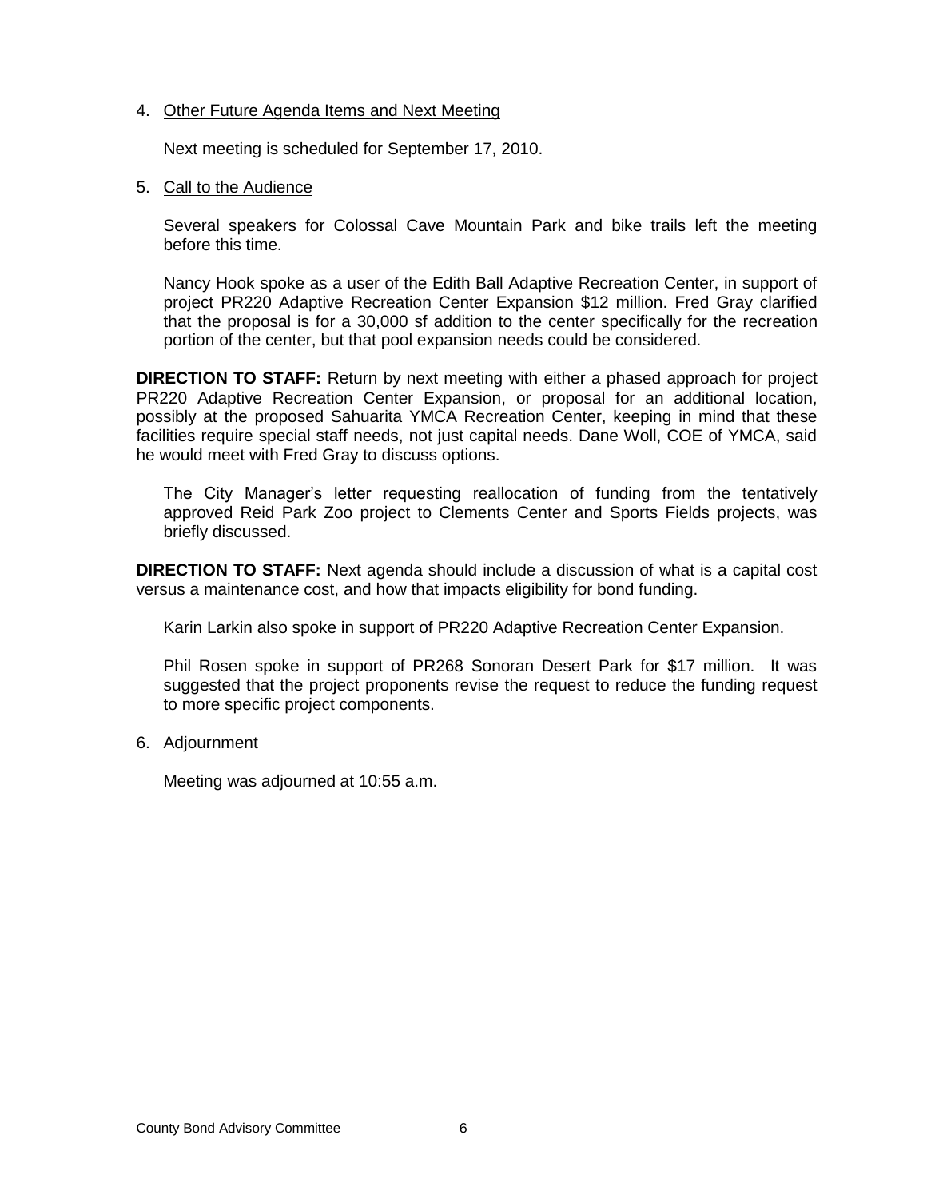4. <u>Other Future Agenda Items and Next Meeting</u>

   Next meeting is scheduled for September 17, 2010.

5. <u>Call to the Audience</u>

   Several speakers for Colossal Cave Mountain Park and bike trails left the meeting before this time.

   Nancy Hook spoke as a user of the Edith Ball Adaptive Recreation Center, in support of project PR220 Adaptive Recreation Center Expansion $12 million. Fred Gray clarified that the proposal is for a 30,000 sf addition to the center specifically for the recreation portion of the center, but that pool expansion needs could be considered.

**DIRECTION TO STAFF:** Return by next meeting with either a phased approach for project PR220 Adaptive Recreation Center Expansion, or proposal for an additional location, possibly at the proposed Sahuarita YMCA Recreation Center, keeping in mind that these facilities require special staff needs, not just capital needs. Dane Woll, COE of YMCA, said he would meet with Fred Gray to discuss options.

   The City Manager's letter requesting reallocation of funding from the tentatively approved Reid Park Zoo project to Clements Center and Sports Fields projects, was briefly discussed.

**DIRECTION TO STAFF:** Next agenda should include a discussion of what is a capital cost versus a maintenance cost, and how that impacts eligibility for bond funding.

   Karin Larkin also spoke in support of PR220 Adaptive Recreation Center Expansion.

   Phil Rosen spoke in support of PR268 Sonoran Desert Park for $17 million. It was suggested that the project proponents revise the request to reduce the funding request to more specific project components.

6. <u>Adjournment</u>

   Meeting was adjourned at 10:55 a.m.